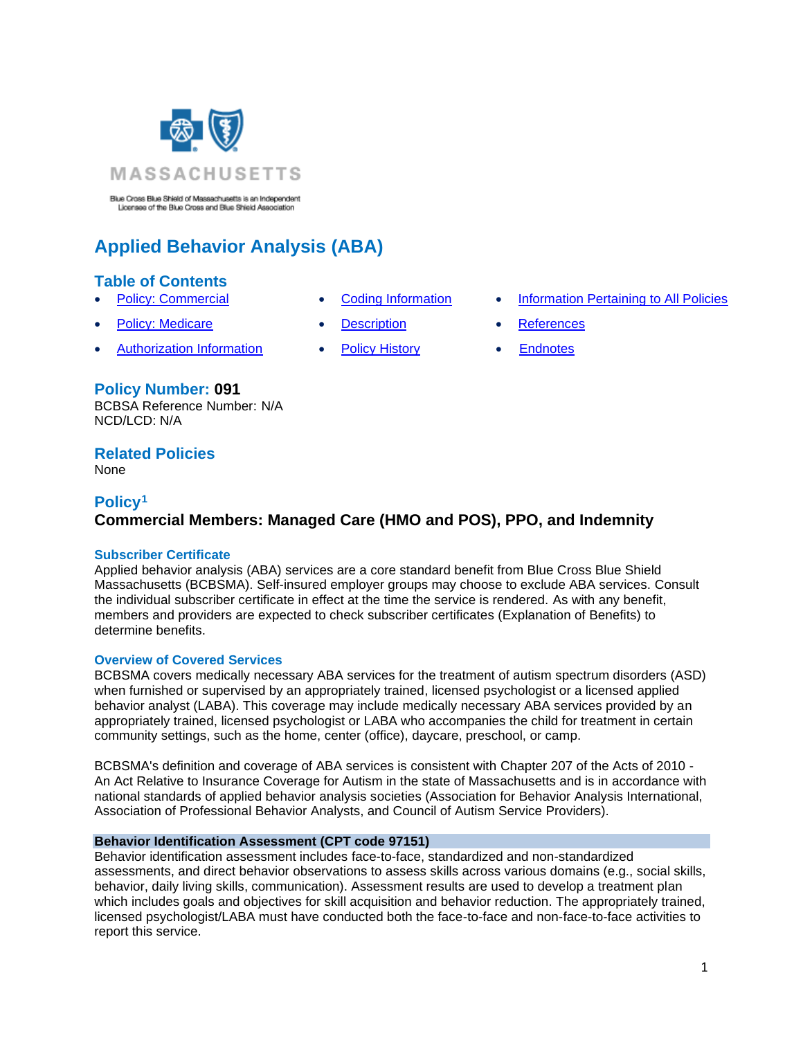MASSACHUSETTS

Blue Cross Blue Shield of Massachusetts is an Independent Licensee of the Blue Cross and Blue Shield Association

# Applied Behavior Analysis (ABA)

## Table of Contents

- Policy: Commercial
- Policy: Medicare
- Authorization Information
- Coding Information
- Description
- Policy History
- Information Pertaining to All Policies
- References
- Endnotes

## Policy Number: 091

BCBSA Reference Number: N/A
NCD/LCD: N/A

## Related Policies

None

## Policy[1]

### Commercial Members: Managed Care (HMO and POS), PPO, and Indemnity

#### Subscriber Certificate

Applied behavior analysis (ABA) services are a core standard benefit from Blue Cross Blue Shield Massachusetts (BCBSMA). Self-insured employer groups may choose to exclude ABA services. Consult the individual subscriber certificate in effect at the time the service is rendered. As with any benefit, members and providers are expected to check subscriber certificates (Explanation of Benefits) to determine benefits.

#### Overview of Covered Services

BCBSMA covers medically necessary ABA services for the treatment of autism spectrum disorders (ASD) when furnished or supervised by an appropriately trained, licensed psychologist or a licensed applied behavior analyst (LABA). This coverage may include medically necessary ABA services provided by an appropriately trained, licensed psychologist or LABA who accompanies the child for treatment in certain community settings, such as the home, center (office), daycare, preschool, or camp.

BCBSMA's definition and coverage of ABA services is consistent with Chapter 207 of the Acts of 2010 - An Act Relative to Insurance Coverage for Autism in the state of Massachusetts and is in accordance with national standards of applied behavior analysis societies (Association for Behavior Analysis International, Association of Professional Behavior Analysts, and Council of Autism Service Providers).

**Behavior Identification Assessment (CPT code 97151)**

Behavior identification assessment includes face-to-face, standardized and non-standardized assessments, and direct behavior observations to assess skills across various domains (e.g., social skills, behavior, daily living skills, communication). Assessment results are used to develop a treatment plan which includes goals and objectives for skill acquisition and behavior reduction. The appropriately trained, licensed psychologist/LABA must have conducted both the face-to-face and non-face-to-face activities to report this service.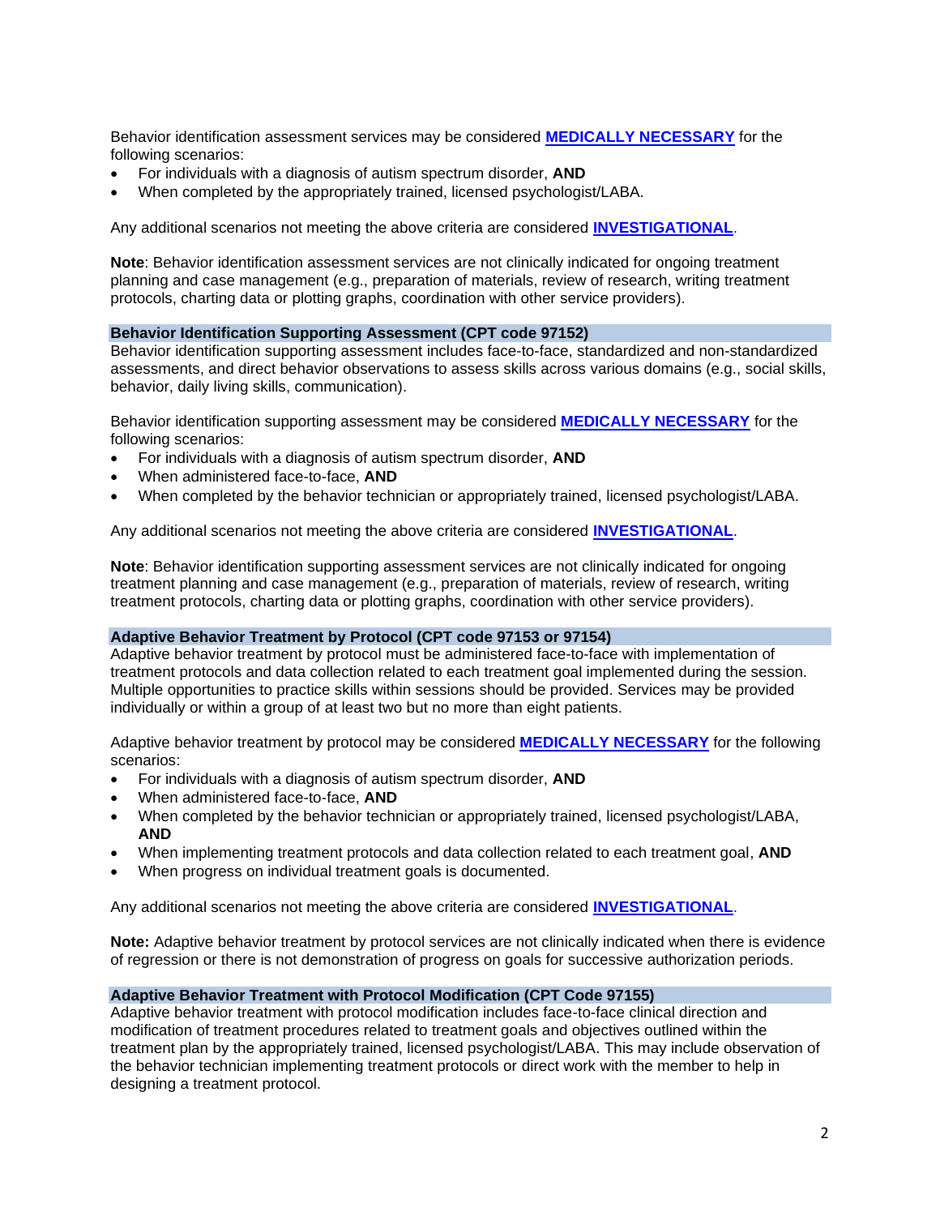Behavior identification assessment services may be considered **MEDICALLY NECESSARY** for the following scenarios:

- For individuals with a diagnosis of autism spectrum disorder, **AND**
- When completed by the appropriately trained, licensed psychologist/LABA.

Any additional scenarios not meeting the above criteria are considered **INVESTIGATIONAL**.

**Note**: Behavior identification assessment services are not clinically indicated for ongoing treatment planning and case management (e.g., preparation of materials, review of research, writing treatment protocols, charting data or plotting graphs, coordination with other service providers).

### Behavior Identification Supporting Assessment (CPT code 97152)

Behavior identification supporting assessment includes face-to-face, standardized and non-standardized assessments, and direct behavior observations to assess skills across various domains (e.g., social skills, behavior, daily living skills, communication).

Behavior identification supporting assessment may be considered **MEDICALLY NECESSARY** for the following scenarios:

- For individuals with a diagnosis of autism spectrum disorder, **AND**
- When administered face-to-face, **AND**
- When completed by the behavior technician or appropriately trained, licensed psychologist/LABA.

Any additional scenarios not meeting the above criteria are considered **INVESTIGATIONAL**.

**Note**: Behavior identification supporting assessment services are not clinically indicated for ongoing treatment planning and case management (e.g., preparation of materials, review of research, writing treatment protocols, charting data or plotting graphs, coordination with other service providers).

### Adaptive Behavior Treatment by Protocol (CPT code 97153 or 97154)

Adaptive behavior treatment by protocol must be administered face-to-face with implementation of treatment protocols and data collection related to each treatment goal implemented during the session. Multiple opportunities to practice skills within sessions should be provided. Services may be provided individually or within a group of at least two but no more than eight patients.

Adaptive behavior treatment by protocol may be considered **MEDICALLY NECESSARY** for the following scenarios:

- For individuals with a diagnosis of autism spectrum disorder, **AND**
- When administered face-to-face, **AND**
- When completed by the behavior technician or appropriately trained, licensed psychologist/LABA, **AND**
- When implementing treatment protocols and data collection related to each treatment goal, **AND**
- When progress on individual treatment goals is documented.

Any additional scenarios not meeting the above criteria are considered **INVESTIGATIONAL**.

**Note:** Adaptive behavior treatment by protocol services are not clinically indicated when there is evidence of regression or there is not demonstration of progress on goals for successive authorization periods.

### Adaptive Behavior Treatment with Protocol Modification (CPT Code 97155)

Adaptive behavior treatment with protocol modification includes face-to-face clinical direction and modification of treatment procedures related to treatment goals and objectives outlined within the treatment plan by the appropriately trained, licensed psychologist/LABA. This may include observation of the behavior technician implementing treatment protocols or direct work with the member to help in designing a treatment protocol.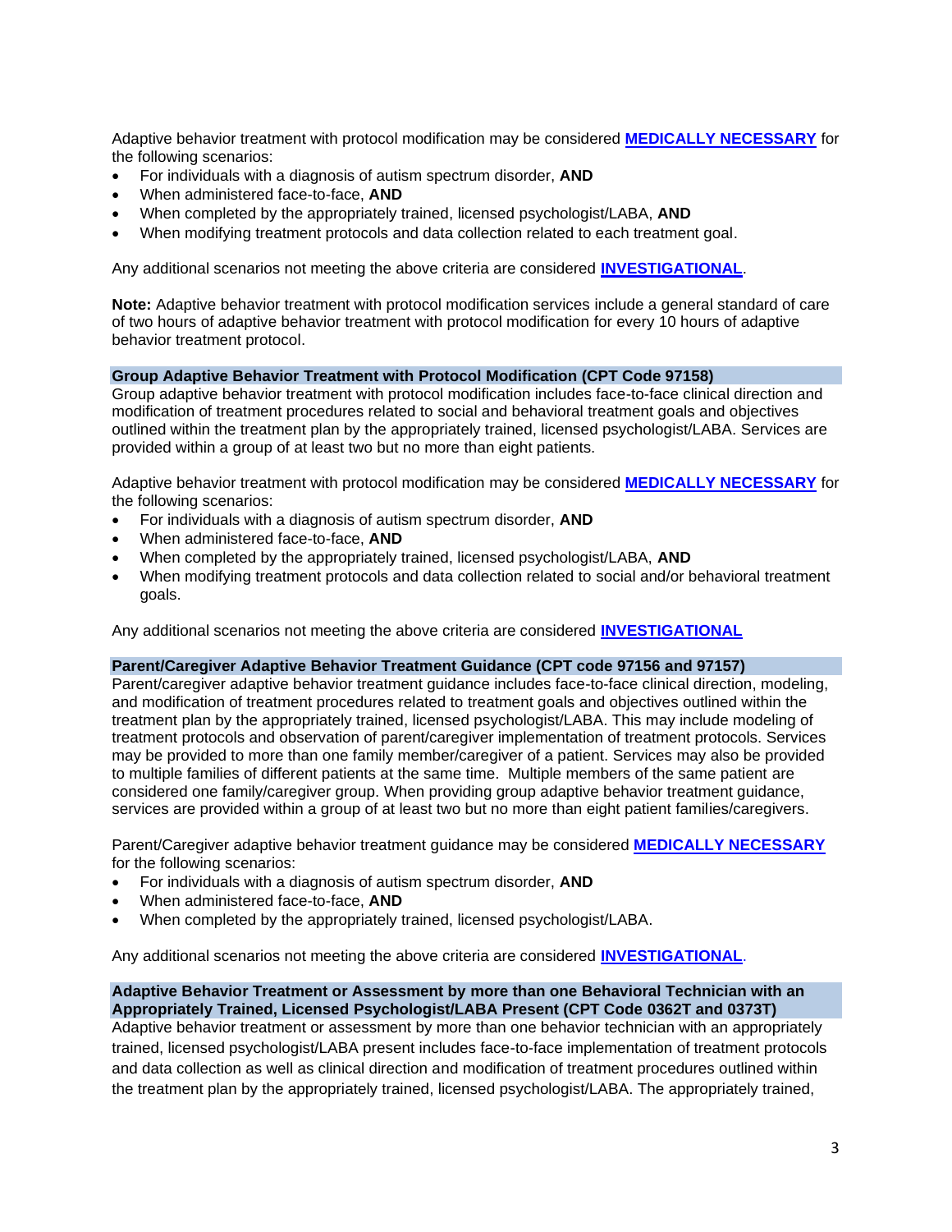Adaptive behavior treatment with protocol modification may be considered **MEDICALLY NECESSARY** for the following scenarios:

- For individuals with a diagnosis of autism spectrum disorder, **AND**
- When administered face-to-face, **AND**
- When completed by the appropriately trained, licensed psychologist/LABA, **AND**
- When modifying treatment protocols and data collection related to each treatment goal.

Any additional scenarios not meeting the above criteria are considered **INVESTIGATIONAL**.

**Note:** Adaptive behavior treatment with protocol modification services include a general standard of care of two hours of adaptive behavior treatment with protocol modification for every 10 hours of adaptive behavior treatment protocol.

### Group Adaptive Behavior Treatment with Protocol Modification (CPT Code 97158)

Group adaptive behavior treatment with protocol modification includes face-to-face clinical direction and modification of treatment procedures related to social and behavioral treatment goals and objectives outlined within the treatment plan by the appropriately trained, licensed psychologist/LABA. Services are provided within a group of at least two but no more than eight patients.

Adaptive behavior treatment with protocol modification may be considered **MEDICALLY NECESSARY** for the following scenarios:

- For individuals with a diagnosis of autism spectrum disorder, **AND**
- When administered face-to-face, **AND**
- When completed by the appropriately trained, licensed psychologist/LABA, **AND**
- When modifying treatment protocols and data collection related to social and/or behavioral treatment goals.

Any additional scenarios not meeting the above criteria are considered **INVESTIGATIONAL**

### Parent/Caregiver Adaptive Behavior Treatment Guidance (CPT code 97156 and 97157)

Parent/caregiver adaptive behavior treatment guidance includes face-to-face clinical direction, modeling, and modification of treatment procedures related to treatment goals and objectives outlined within the treatment plan by the appropriately trained, licensed psychologist/LABA. This may include modeling of treatment protocols and observation of parent/caregiver implementation of treatment protocols. Services may be provided to more than one family member/caregiver of a patient. Services may also be provided to multiple families of different patients at the same time. Multiple members of the same patient are considered one family/caregiver group. When providing group adaptive behavior treatment guidance, services are provided within a group of at least two but no more than eight patient families/caregivers.

Parent/Caregiver adaptive behavior treatment guidance may be considered **MEDICALLY NECESSARY** for the following scenarios:

- For individuals with a diagnosis of autism spectrum disorder, **AND**
- When administered face-to-face, **AND**
- When completed by the appropriately trained, licensed psychologist/LABA.

Any additional scenarios not meeting the above criteria are considered **INVESTIGATIONAL**.

### Adaptive Behavior Treatment or Assessment by more than one Behavioral Technician with an Appropriately Trained, Licensed Psychologist/LABA Present (CPT Code 0362T and 0373T)

Adaptive behavior treatment or assessment by more than one behavior technician with an appropriately trained, licensed psychologist/LABA present includes face-to-face implementation of treatment protocols and data collection as well as clinical direction and modification of treatment procedures outlined within the treatment plan by the appropriately trained, licensed psychologist/LABA. The appropriately trained,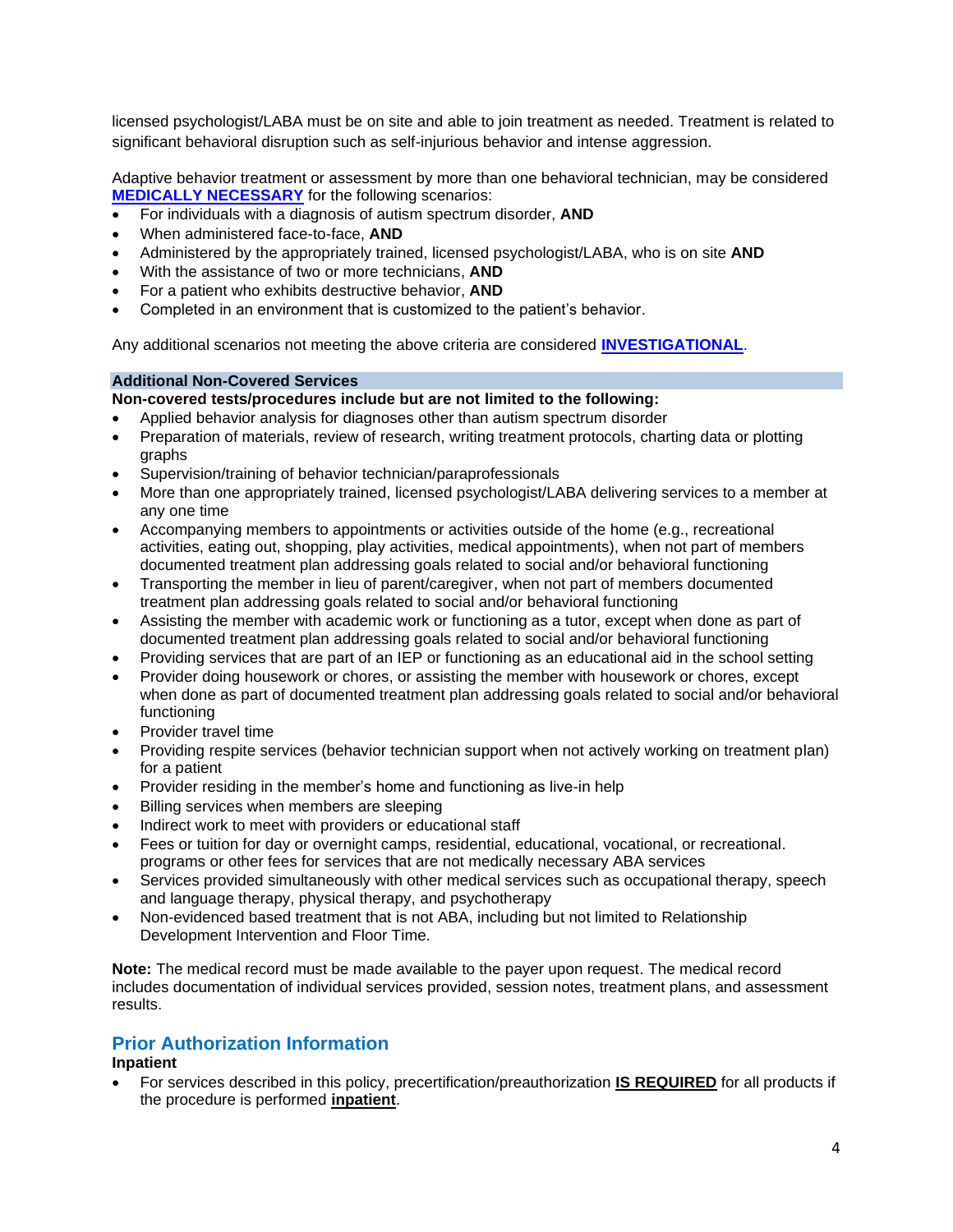licensed psychologist/LABA must be on site and able to join treatment as needed. Treatment is related to significant behavioral disruption such as self-injurious behavior and intense aggression.

Adaptive behavior treatment or assessment by more than one behavioral technician, may be considered **MEDICALLY NECESSARY** for the following scenarios:

- For individuals with a diagnosis of autism spectrum disorder, **AND**
- When administered face-to-face, **AND**
- Administered by the appropriately trained, licensed psychologist/LABA, who is on site **AND**
- With the assistance of two or more technicians, **AND**
- For a patient who exhibits destructive behavior, **AND**
- Completed in an environment that is customized to the patient's behavior.

Any additional scenarios not meeting the above criteria are considered **INVESTIGATIONAL**.

### Additional Non-Covered Services

**Non-covered tests/procedures include but are not limited to the following:**

- Applied behavior analysis for diagnoses other than autism spectrum disorder
- Preparation of materials, review of research, writing treatment protocols, charting data or plotting graphs
- Supervision/training of behavior technician/paraprofessionals
- More than one appropriately trained, licensed psychologist/LABA delivering services to a member at any one time
- Accompanying members to appointments or activities outside of the home (e.g., recreational activities, eating out, shopping, play activities, medical appointments), when not part of members documented treatment plan addressing goals related to social and/or behavioral functioning
- Transporting the member in lieu of parent/caregiver, when not part of members documented treatment plan addressing goals related to social and/or behavioral functioning
- Assisting the member with academic work or functioning as a tutor, except when done as part of documented treatment plan addressing goals related to social and/or behavioral functioning
- Providing services that are part of an IEP or functioning as an educational aid in the school setting
- Provider doing housework or chores, or assisting the member with housework or chores, except when done as part of documented treatment plan addressing goals related to social and/or behavioral functioning
- Provider travel time
- Providing respite services (behavior technician support when not actively working on treatment plan) for a patient
- Provider residing in the member's home and functioning as live-in help
- Billing services when members are sleeping
- Indirect work to meet with providers or educational staff
- Fees or tuition for day or overnight camps, residential, educational, vocational, or recreational. programs or other fees for services that are not medically necessary ABA services
- Services provided simultaneously with other medical services such as occupational therapy, speech and language therapy, physical therapy, and psychotherapy
- Non-evidenced based treatment that is not ABA, including but not limited to Relationship Development Intervention and Floor Time.

**Note:** The medical record must be made available to the payer upon request. The medical record includes documentation of individual services provided, session notes, treatment plans, and assessment results.

## Prior Authorization Information

**Inpatient**

- For services described in this policy, precertification/preauthorization **IS REQUIRED** for all products if the procedure is performed **inpatient**.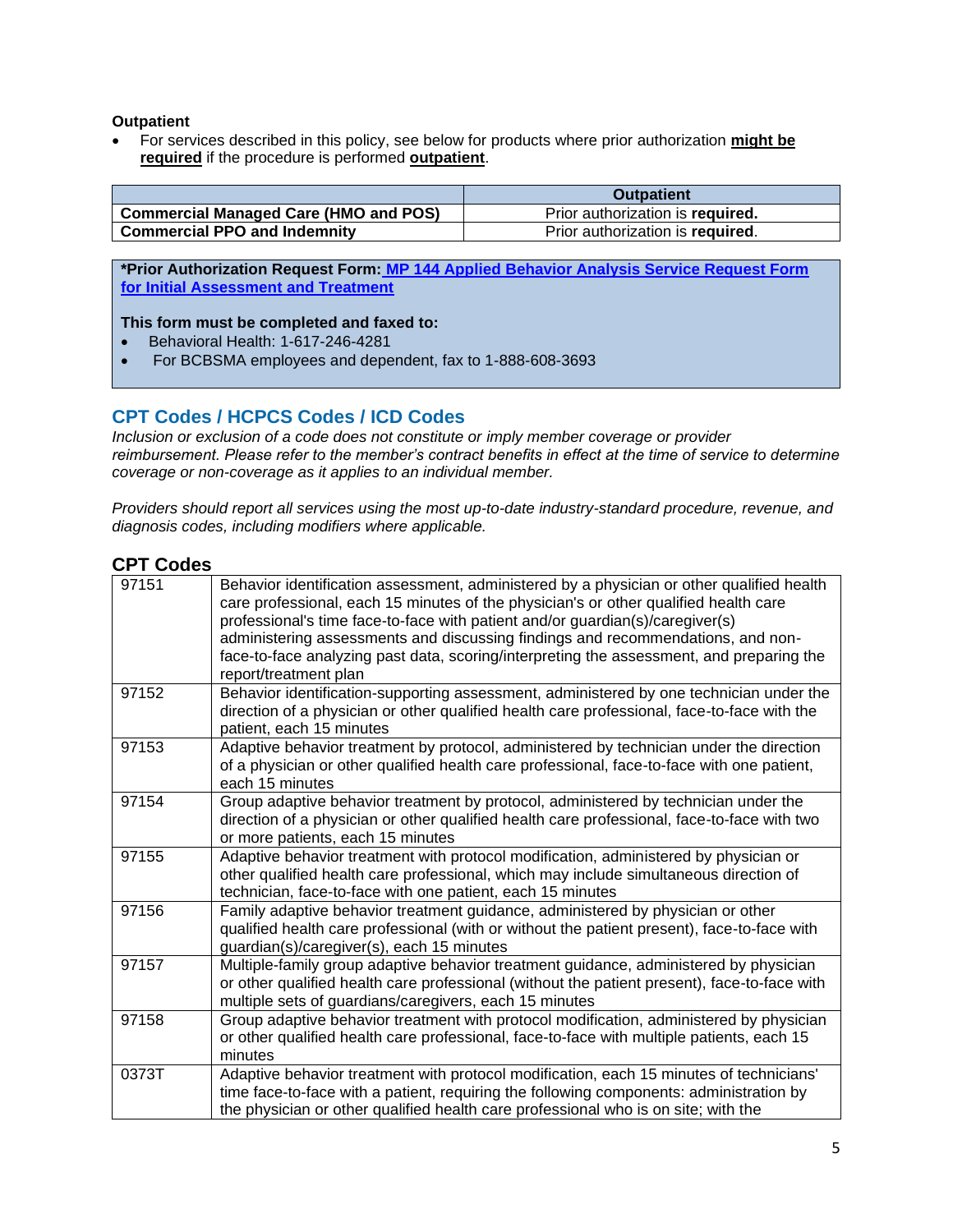**Outpatient**

- For services described in this policy, see below for products where prior authorization **might be required** if the procedure is performed **outpatient**.

| | Outpatient |
|---|---|
| **Commercial Managed Care (HMO and POS)** | Prior authorization is **required.** |
| **Commercial PPO and Indemnity** | Prior authorization is **required**. |

**\*Prior Authorization Request Form: MP 144 Applied Behavior Analysis Service Request Form for Initial Assessment and Treatment**

**This form must be completed and faxed to:**

- Behavioral Health: 1-617-246-4281
- For BCBSMA employees and dependent, fax to 1-888-608-3693

## CPT Codes / HCPCS Codes / ICD Codes

*Inclusion or exclusion of a code does not constitute or imply member coverage or provider reimbursement. Please refer to the member's contract benefits in effect at the time of service to determine coverage or non-coverage as it applies to an individual member.*

*Providers should report all services using the most up-to-date industry-standard procedure, revenue, and diagnosis codes, including modifiers where applicable.*

### CPT Codes

| | |
|---|---|
| 97151 | Behavior identification assessment, administered by a physician or other qualified health care professional, each 15 minutes of the physician's or other qualified health care professional's time face-to-face with patient and/or guardian(s)/caregiver(s) administering assessments and discussing findings and recommendations, and non-face-to-face analyzing past data, scoring/interpreting the assessment, and preparing the report/treatment plan |
| 97152 | Behavior identification-supporting assessment, administered by one technician under the direction of a physician or other qualified health care professional, face-to-face with the patient, each 15 minutes |
| 97153 | Adaptive behavior treatment by protocol, administered by technician under the direction of a physician or other qualified health care professional, face-to-face with one patient, each 15 minutes |
| 97154 | Group adaptive behavior treatment by protocol, administered by technician under the direction of a physician or other qualified health care professional, face-to-face with two or more patients, each 15 minutes |
| 97155 | Adaptive behavior treatment with protocol modification, administered by physician or other qualified health care professional, which may include simultaneous direction of technician, face-to-face with one patient, each 15 minutes |
| 97156 | Family adaptive behavior treatment guidance, administered by physician or other qualified health care professional (with or without the patient present), face-to-face with guardian(s)/caregiver(s), each 15 minutes |
| 97157 | Multiple-family group adaptive behavior treatment guidance, administered by physician or other qualified health care professional (without the patient present), face-to-face with multiple sets of guardians/caregivers, each 15 minutes |
| 97158 | Group adaptive behavior treatment with protocol modification, administered by physician or other qualified health care professional, face-to-face with multiple patients, each 15 minutes |
| 0373T | Adaptive behavior treatment with protocol modification, each 15 minutes of technicians' time face-to-face with a patient, requiring the following components: administration by the physician or other qualified health care professional who is on site; with the |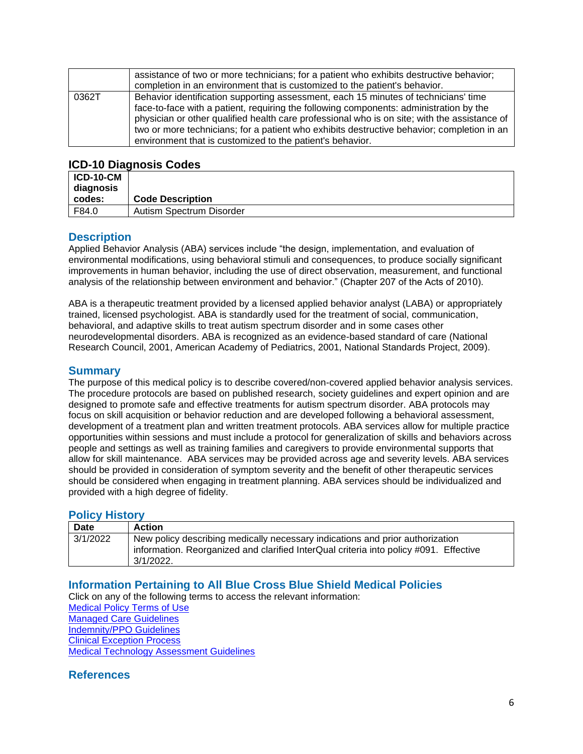|  |  |
|---|---|
|  | assistance of two or more technicians; for a patient who exhibits destructive behavior; completion in an environment that is customized to the patient's behavior. |
| 0362T | Behavior identification supporting assessment, each 15 minutes of technicians' time face-to-face with a patient, requiring the following components: administration by the physician or other qualified health care professional who is on site; with the assistance of two or more technicians; for a patient who exhibits destructive behavior; completion in an environment that is customized to the patient's behavior. |

## ICD-10 Diagnosis Codes

| ICD-10-CM diagnosis codes: | Code Description |
|---|---|
| F84.0 | Autism Spectrum Disorder |

## Description

Applied Behavior Analysis (ABA) services include "the design, implementation, and evaluation of environmental modifications, using behavioral stimuli and consequences, to produce socially significant improvements in human behavior, including the use of direct observation, measurement, and functional analysis of the relationship between environment and behavior." (Chapter 207 of the Acts of 2010).

ABA is a therapeutic treatment provided by a licensed applied behavior analyst (LABA) or appropriately trained, licensed psychologist. ABA is standardly used for the treatment of social, communication, behavioral, and adaptive skills to treat autism spectrum disorder and in some cases other neurodevelopmental disorders. ABA is recognized as an evidence-based standard of care (National Research Council, 2001, American Academy of Pediatrics, 2001, National Standards Project, 2009).

## Summary

The purpose of this medical policy is to describe covered/non-covered applied behavior analysis services. The procedure protocols are based on published research, society guidelines and expert opinion and are designed to promote safe and effective treatments for autism spectrum disorder. ABA protocols may focus on skill acquisition or behavior reduction and are developed following a behavioral assessment, development of a treatment plan and written treatment protocols. ABA services allow for multiple practice opportunities within sessions and must include a protocol for generalization of skills and behaviors across people and settings as well as training families and caregivers to provide environmental supports that allow for skill maintenance. ABA services may be provided across age and severity levels. ABA services should be provided in consideration of symptom severity and the benefit of other therapeutic services should be considered when engaging in treatment planning. ABA services should be individualized and provided with a high degree of fidelity.

## Policy History

| Date | Action |
|---|---|
| 3/1/2022 | New policy describing medically necessary indications and prior authorization information. Reorganized and clarified InterQual criteria into policy #091. Effective 3/1/2022. |

## Information Pertaining to All Blue Cross Blue Shield Medical Policies

Click on any of the following terms to access the relevant information:

Medical Policy Terms of Use
Managed Care Guidelines
Indemnity/PPO Guidelines
Clinical Exception Process
Medical Technology Assessment Guidelines

## References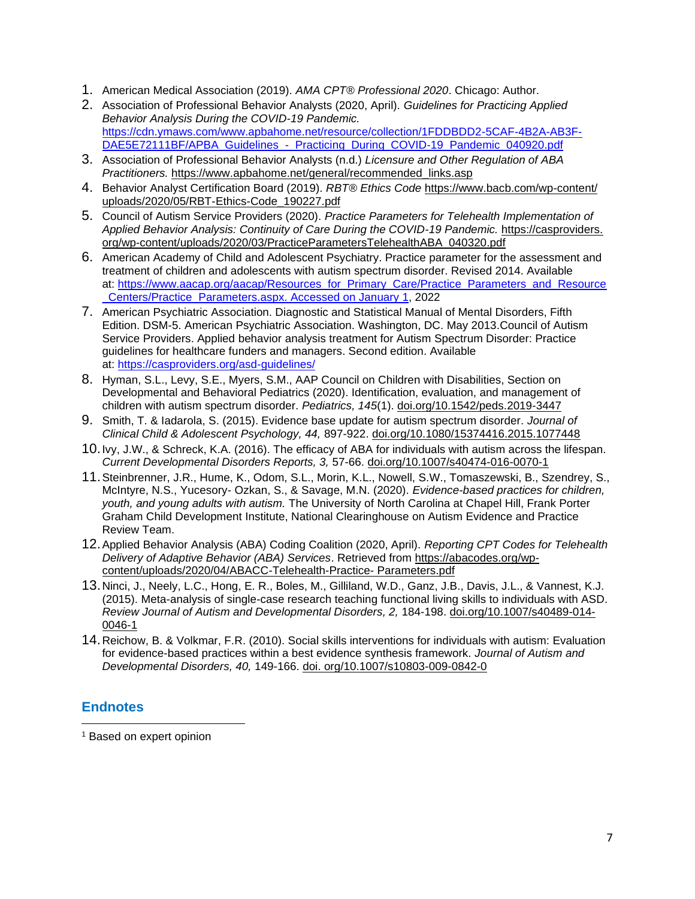1. American Medical Association (2019). *AMA CPT® Professional 2020*. Chicago: Author.
2. Association of Professional Behavior Analysts (2020, April). *Guidelines for Practicing Applied Behavior Analysis During the COVID-19 Pandemic.* https://cdn.ymaws.com/www.apbahome.net/resource/collection/1FDDBDD2-5CAF-4B2A-AB3F-DAE5E72111BF/APBA_Guidelines_-_Practicing_During_COVID-19_Pandemic_040920.pdf
3. Association of Professional Behavior Analysts (n.d.) *Licensure and Other Regulation of ABA Practitioners.* https://www.apbahome.net/general/recommended_links.asp
4. Behavior Analyst Certification Board (2019). *RBT® Ethics Code* https://www.bacb.com/wp-content/uploads/2020/05/RBT-Ethics-Code_190227.pdf
5. Council of Autism Service Providers (2020). *Practice Parameters for Telehealth Implementation of Applied Behavior Analysis: Continuity of Care During the COVID-19 Pandemic.* https://casproviders.org/wp-content/uploads/2020/03/PracticeParametersTelehealthABA_040320.pdf
6. American Academy of Child and Adolescent Psychiatry. Practice parameter for the assessment and treatment of children and adolescents with autism spectrum disorder. Revised 2014. Available at: https://www.aacap.org/aacap/Resources_for_Primary_Care/Practice_Parameters_and_Resource_Centers/Practice_Parameters.aspx. Accessed on January 1, 2022
7. American Psychiatric Association. Diagnostic and Statistical Manual of Mental Disorders, Fifth Edition. DSM-5. American Psychiatric Association. Washington, DC. May 2013.Council of Autism Service Providers. Applied behavior analysis treatment for Autism Spectrum Disorder: Practice guidelines for healthcare funders and managers. Second edition. Available at: https://casproviders.org/asd-guidelines/
8. Hyman, S.L., Levy, S.E., Myers, S.M., AAP Council on Children with Disabilities, Section on Developmental and Behavioral Pediatrics (2020). Identification, evaluation, and management of children with autism spectrum disorder. *Pediatrics, 145*(1). doi.org/10.1542/peds.2019-3447
9. Smith, T. & Iadarola, S. (2015). Evidence base update for autism spectrum disorder. *Journal of Clinical Child & Adolescent Psychology, 44,* 897-922. doi.org/10.1080/15374416.2015.1077448
10. Ivy, J.W., & Schreck, K.A. (2016). The efficacy of ABA for individuals with autism across the lifespan. *Current Developmental Disorders Reports, 3,* 57-66. doi.org/10.1007/s40474-016-0070-1
11. Steinbrenner, J.R., Hume, K., Odom, S.L., Morin, K.L., Nowell, S.W., Tomaszewski, B., Szendrey, S., McIntyre, N.S., Yucesory- Ozkan, S., & Savage, M.N. (2020). *Evidence-based practices for children, youth, and young adults with autism.* The University of North Carolina at Chapel Hill, Frank Porter Graham Child Development Institute, National Clearinghouse on Autism Evidence and Practice Review Team.
12. Applied Behavior Analysis (ABA) Coding Coalition (2020, April). *Reporting CPT Codes for Telehealth Delivery of Adaptive Behavior (ABA) Services*. Retrieved from https://abacodes.org/wp-content/uploads/2020/04/ABACC-Telehealth-Practice- Parameters.pdf
13. Ninci, J., Neely, L.C., Hong, E. R., Boles, M., Gilliland, W.D., Ganz, J.B., Davis, J.L., & Vannest, K.J. (2015). Meta-analysis of single-case research teaching functional living skills to individuals with ASD. *Review Journal of Autism and Developmental Disorders, 2,* 184-198. doi.org/10.1007/s40489-014-0046-1
14. Reichow, B. & Volkmar, F.R. (2010). Social skills interventions for individuals with autism: Evaluation for evidence-based practices within a best evidence synthesis framework. *Journal of Autism and Developmental Disorders, 40,* 149-166. doi. org/10.1007/s10803-009-0842-0

## Endnotes

[1] Based on expert opinion